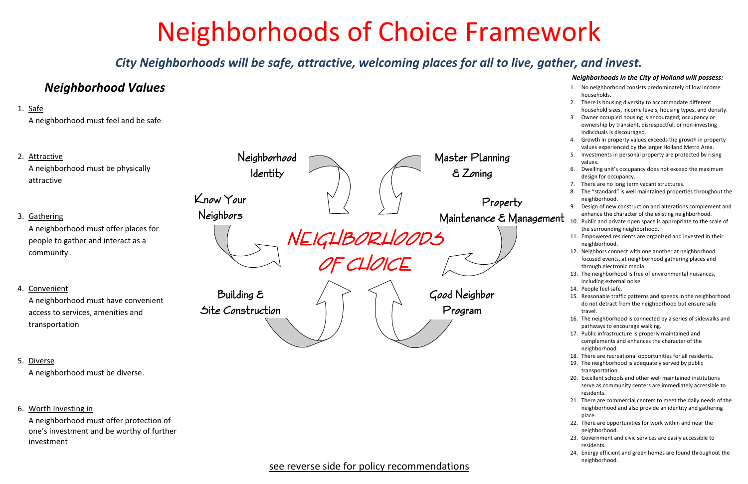# Neighborhoods of Choice Framework

***City Neighborhoods will be safe, attractive, welcoming places for all to live, gather, and invest.***

## *Neighborhood Values*

1. Safe
   A neighborhood must feel and be safe

2. Attractive
   A neighborhood must be physically attractive

3. Gathering
   A neighborhood must offer places for people to gather and interact as a community

4. Convenient
   A neighborhood must have convenient access to services, amenities and transportation

5. Diverse
   A neighborhood must be diverse.

6. Worth Investing in
   A neighborhood must offer protection of one's investment and be worthy of further investment

NEIGHBORHOODS OF CHOICE

- Neighborhood Identity
- Master Planning & Zoning
- Know Your Neighbors
- Property Maintenance & Management
- Building & Site Construction
- Good Neighbor Program

***Neighborhoods in the City of Holland will possess:***

1. No neighborhood consists predominately of low income households.
2. There is housing diversity to accommodate different household sizes, income levels, housing types, and density.
3. Owner occupied housing is encouraged; occupancy or ownership by transient, disrespectful, or non-investing individuals is discouraged.
4. Growth in property values exceeds the growth in property values experienced by the larger Holland Metro Area.
5. Investments in personal property are protected by rising values.
6. Dwelling unit's occupancy does not exceed the maximum design for occupancy.
7. There are no long term vacant structures.
8. The "standard" is well maintained properties throughout the neighborhood.
9. Design of new construction and alterations complement and enhance the character of the existing neighborhood.
10. Public and private open space is appropriate to the scale of the surrounding neighborhood.
11. Empowered residents are organized and invested in their neighborhood.
12. Neighbors connect with one another at neighborhood focused events, at neighborhood gathering places and through electronic media.
13. The neighborhood is free of environmental nuisances, including external noise.
14. People feel safe.
15. Reasonable traffic patterns and speeds in the neighborhood do not detract from the neighborhood but ensure safe travel.
16. The neighborhood is connected by a series of sidewalks and pathways to encourage walking.
17. Public infrastructure is properly maintained and complements and enhances the character of the neighborhood.
18. There are recreational opportunities for all residents.
19. The neighborhood is adequately served by public transportation.
20. Excellent schools and other well maintained institutions serve as community centers are immediately accessible to residents.
21. There are commercial centers to meet the daily needs of the neighborhood and also provide an identity and gathering place.
22. There are opportunities for work within and near the neighborhood.
23. Government and civic services are easily accessible to residents.
24. Energy efficient and green homes are found throughout the neighborhood.

see reverse side for policy recommendations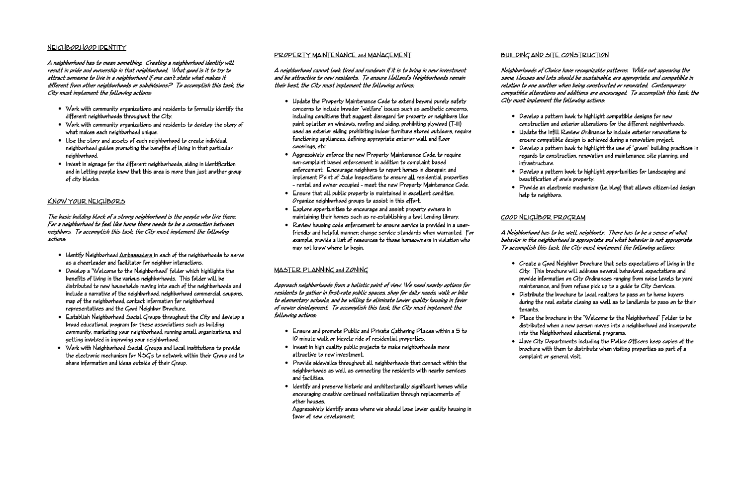## NEIGHBORHOOD IDENTITY

***A neighborhood has to mean something. Creating a neighborhood identity will result in pride and ownership in that neighborhood. What good is it to try to attract someone to live in a neighborhood if one can't state what makes it different from other neighborhoods or subdivisions? To accomplish this task, the City must implement the following actions:***

- Work with community organizations and residents to formally identify the different neighborhoods throughout the City.
- Work with community organizations and residents to develop the story of what makes each neighborhood unique.
- Use the story and assets of each neighborhood to create individual neighborhood guides promoting the benefits of living in that particular neighborhood.
- Invest in signage for the different neighborhoods, aiding in identification and in letting people know that this area is more than just another group of city blocks.

## KNOW YOUR NEIGHBORS

***The basic building block of a strong neighborhood is the people who live there. For a neighborhood to feel like home there needs to be a connection between neighbors. To accomplish this task, the City must implement the following actions:***

- Identify Neighborhood Ambassadors in each of the neighborhoods to serve as a cheerleader and facilitator for neighbor interactions.
- Develop a "Welcome to the Neighborhood" folder which highlights the benefits of living in the various neighborhoods. This folder will be distributed to new households moving into each of the neighborhoods and include a narrative of the neighborhood, neighborhood commercial coupons, map of the neighborhood, contact information for neighborhood representatives and the Good Neighbor Brochure.
- Establish Neighborhood Social Groups throughout the City and develop a broad educational program for these associations such as building community, marketing your neighborhood, running small organizations, and getting involved in improving your neighborhood.
- Work with Neighborhood Social Groups and local institutions to provide the electronic mechanism for NSG's to network within their Group and to share information and ideas outside of their Group.

## PROPERTY MAINTENANCE and MANAGEMENT

***A neighborhood cannot look tired and rundown if it is to bring in new investment and be attractive to new residents. To ensure Holland's Neighborhoods remain their best, the City must implement the following actions:***

- Update the Property Maintenance Code to extend beyond purely safety concerns to include broader "welfare" issues such as aesthetic concerns, including conditions that suggest disregard for property or neighbors like paint splatter on windows, roofing and siding, prohibiting plywood (T-III) used as exterior siding, prohibiting indoor furniture stored outdoors, require functioning appliances, defining appropriate exterior wall and floor coverings, etc.
- Aggressively enforce the new Property Maintenance Code, to require non-complaint based enforcement in addition to complaint based enforcement. Encourage neighbors to report homes in disrepair, and implement Point of Sale Inspections to ensure all residential properties – rental and owner occupied – meet the new Property Maintenance Code.
- Ensure that all public property is maintained in excellent condition. Organize neighborhood groups to assist in this effort.
- Explore opportunities to encourage and assist property owners in maintaining their homes such as re-establishing a tool lending library.
- Review housing code enforcement to ensure service is provided in a user-friendly and helpful manner; change service standards when warranted. For example, provide a list of resources to those homeowners in violation who may not know where to begin.

## MASTER PLANNING and ZONING

***Approach neighborhoods from a holistic point of view. We need nearby options for residents to gather in first-rate public spaces, shop for daily needs, walk or bike to elementary schools, and be willing to eliminate lower quality housing in favor of newer development. To accomplish this task, the City must implement the following actions:***

- Ensure and promote Public and Private Gathering Places within a 5 to 10 minute walk or bicycle ride of residential properties.
- Invest in high quality public projects to make neighborhoods more attractive to new investment.
- Provide sidewalks throughout all neighborhoods that connect within the neighborhoods as well as connecting the residents with nearby services and facilities.
- Identify and preserve historic and architecturally significant homes while encouraging creative continued revitalization through replacements of other houses.

  Aggressively identify areas where we should lose lower quality housing in favor of new development.

## BUILDING AND SITE CONSTRUCTION

***Neighborhoods of Choice have recognizable patterns. While not appearing the same, Houses and lots should be sustainable, era appropriate, and compatible in relation to one another when being constructed or renovated. Contemporary compatible alterations and additions are encouraged. To accomplish this task, the City must implement the following actions:***

- Develop a pattern book to highlight compatible designs for new construction and exterior alterations for the different neighborhoods.
- Update the Infill Review Ordinance to include exterior renovations to ensure compatible design is achieved during a renovation project.
- Develop a pattern book to highlight the use of "green" building practices in regards to construction, renovation and maintenance, site planning, and infrastructure.
- Develop a pattern book to highlight opportunities for landscaping and beautification of one's property.
- Provide an electronic mechanism (i.e. blog) that allows citizen-led design help to neighbors.

## GOOD NEIGHBOR PROGRAM

***A Neighborhood has to be, well, neighborly. There has to be a sense of what behavior in the neighborhood is appropriate and what behavior is not appropriate. To accomplish this task, the City must implement the following actions:***

- Create a Good Neighbor Brochure that sets expectations of living in the City. This brochure will address several behavioral expectations and provide information on City Ordinances ranging from noise levels to yard maintenance, and from refuse pick up to a guide to City Services.
- Distribute the brochure to local realtors to pass on to home buyers during the real estate closing as well as to landlords to pass on to their tenants.
- Place the brochure in the "Welcome to the Neighborhood" Folder to be distributed when a new person moves into a neighborhood and incorporate into the Neighborhood educational programs.
- Have City Departments including the Police Officers keep copies of the brochure with them to distribute when visiting properties as part of a complaint or general visit.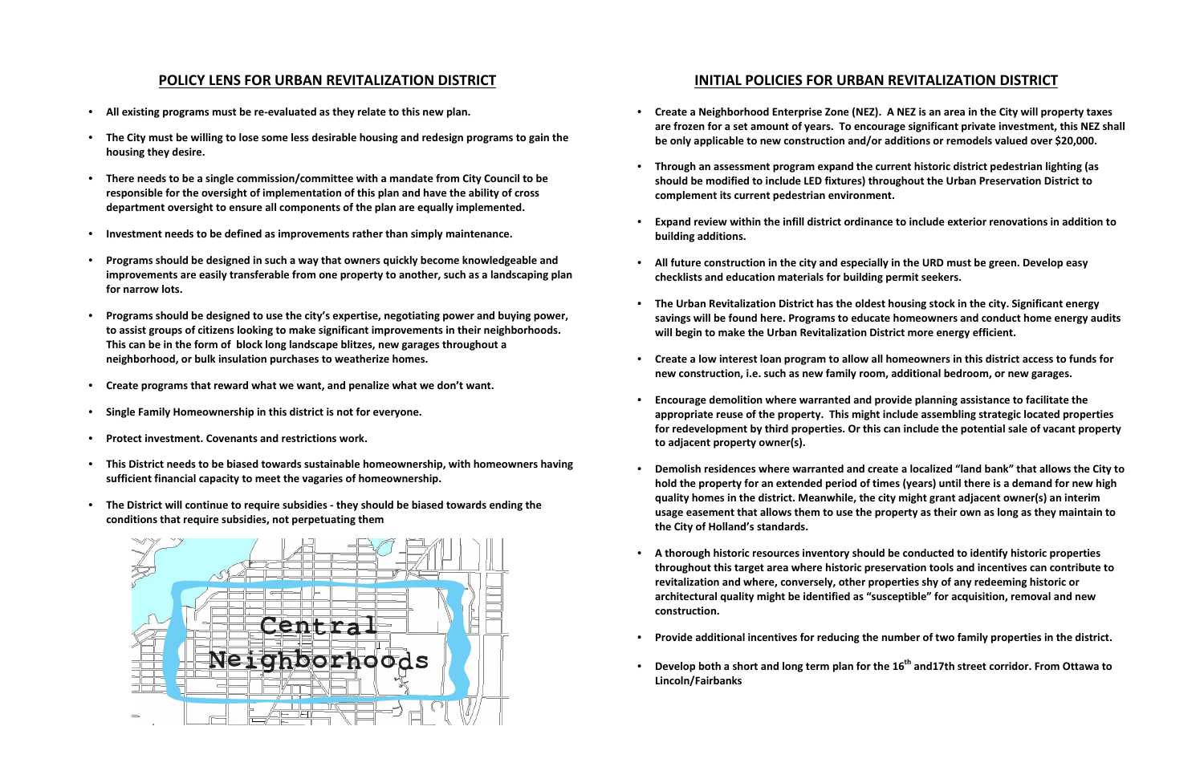## POLICY LENS FOR URBAN REVITALIZATION DISTRICT

- **All existing programs must be re-evaluated as they relate to this new plan.**
- **The City must be willing to lose some less desirable housing and redesign programs to gain the housing they desire.**
- **There needs to be a single commission/committee with a mandate from City Council to be responsible for the oversight of implementation of this plan and have the ability of cross department oversight to ensure all components of the plan are equally implemented.**
- **Investment needs to be defined as improvements rather than simply maintenance.**
- **Programs should be designed in such a way that owners quickly become knowledgeable and improvements are easily transferable from one property to another, such as a landscaping plan for narrow lots.**
- **Programs should be designed to use the city's expertise, negotiating power and buying power, to assist groups of citizens looking to make significant improvements in their neighborhoods. This can be in the form of block long landscape blitzes, new garages throughout a neighborhood, or bulk insulation purchases to weatherize homes.**
- **Create programs that reward what we want, and penalize what we don't want.**
- **Single Family Homeownership in this district is not for everyone.**
- **Protect investment. Covenants and restrictions work.**
- **This District needs to be biased towards sustainable homeownership, with homeowners having sufficient financial capacity to meet the vagaries of homeownership.**
- **The District will continue to require subsidies - they should be biased towards ending the conditions that require subsidies, not perpetuating them**

Central Neighborhoods

## INITIAL POLICIES FOR URBAN REVITALIZATION DISTRICT

- **Create a Neighborhood Enterprise Zone (NEZ). A NEZ is an area in the City will property taxes are frozen for a set amount of years. To encourage significant private investment, this NEZ shall be only applicable to new construction and/or additions or remodels valued over $20,000.**
- **Through an assessment program expand the current historic district pedestrian lighting (as should be modified to include LED fixtures) throughout the Urban Preservation District to complement its current pedestrian environment.**
- **Expand review within the infill district ordinance to include exterior renovations in addition to building additions.**
- **All future construction in the city and especially in the URD must be green. Develop easy checklists and education materials for building permit seekers.**
- **The Urban Revitalization District has the oldest housing stock in the city. Significant energy savings will be found here. Programs to educate homeowners and conduct home energy audits will begin to make the Urban Revitalization District more energy efficient.**
- **Create a low interest loan program to allow all homeowners in this district access to funds for new construction, i.e. such as new family room, additional bedroom, or new garages.**
- **Encourage demolition where warranted and provide planning assistance to facilitate the appropriate reuse of the property. This might include assembling strategic located properties for redevelopment by third properties. Or this can include the potential sale of vacant property to adjacent property owner(s).**
- **Demolish residences where warranted and create a localized "land bank" that allows the City to hold the property for an extended period of times (years) until there is a demand for new high quality homes in the district. Meanwhile, the city might grant adjacent owner(s) an interim usage easement that allows them to use the property as their own as long as they maintain to the City of Holland's standards.**
- **A thorough historic resources inventory should be conducted to identify historic properties throughout this target area where historic preservation tools and incentives can contribute to revitalization and where, conversely, other properties shy of any redeeming historic or architectural quality might be identified as "susceptible" for acquisition, removal and new construction.**
- **Provide additional incentives for reducing the number of two family properties in the district.**
- **Develop both a short and long term plan for the 16th and17th street corridor. From Ottawa to Lincoln/Fairbanks**